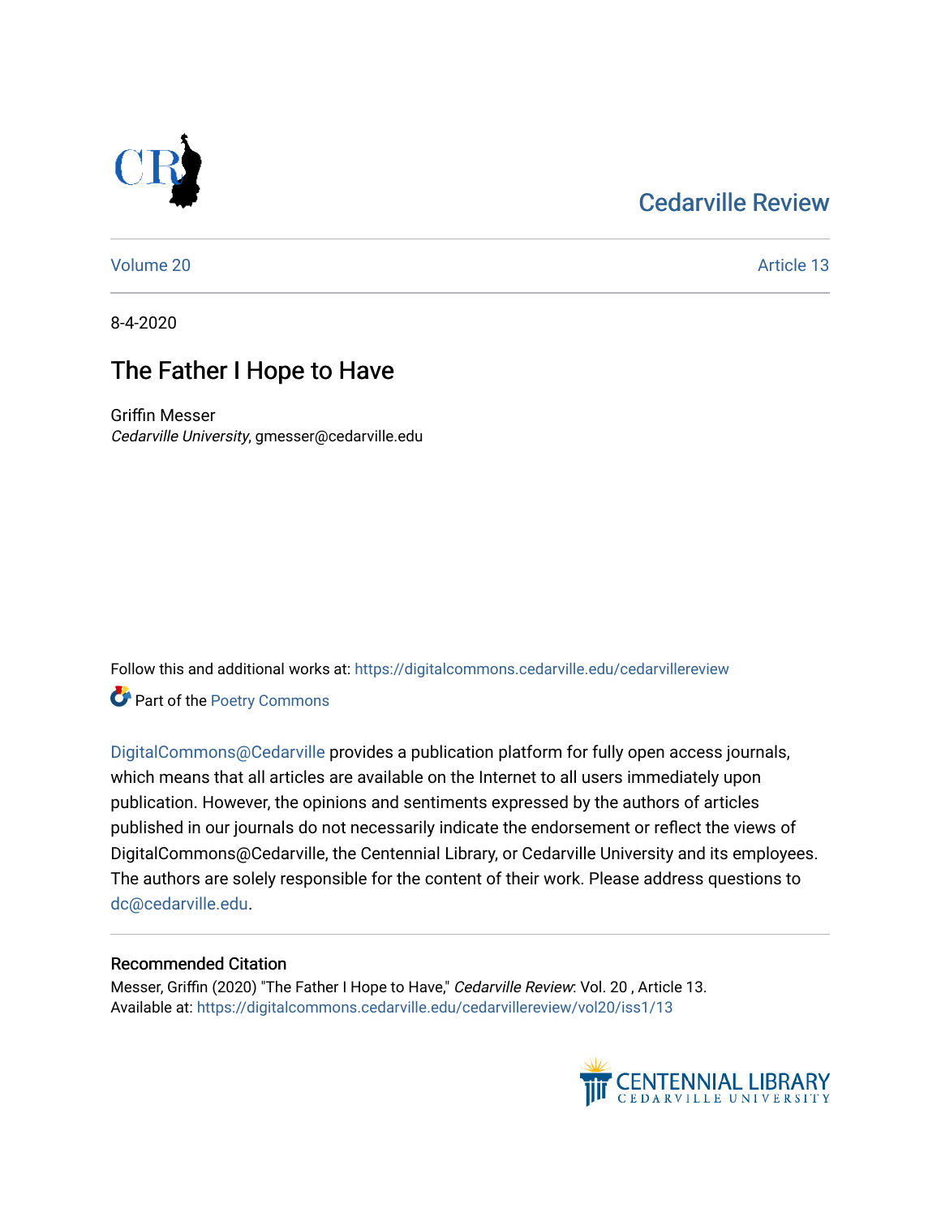Cedarville Review

Volume 20 | Article 13

8-4-2020

# The Father I Hope to Have

Griffin Messer
*Cedarville University*, gmesser@cedarville.edu

Follow this and additional works at: https://digitalcommons.cedarville.edu/cedarvillereview

Part of the Poetry Commons

DigitalCommons@Cedarville provides a publication platform for fully open access journals, which means that all articles are available on the Internet to all users immediately upon publication. However, the opinions and sentiments expressed by the authors of articles published in our journals do not necessarily indicate the endorsement or reflect the views of DigitalCommons@Cedarville, the Centennial Library, or Cedarville University and its employees. The authors are solely responsible for the content of their work. Please address questions to dc@cedarville.edu.

## Recommended Citation

Messer, Griffin (2020) "The Father I Hope to Have," *Cedarville Review*: Vol. 20 , Article 13.
Available at: https://digitalcommons.cedarville.edu/cedarvillereview/vol20/iss1/13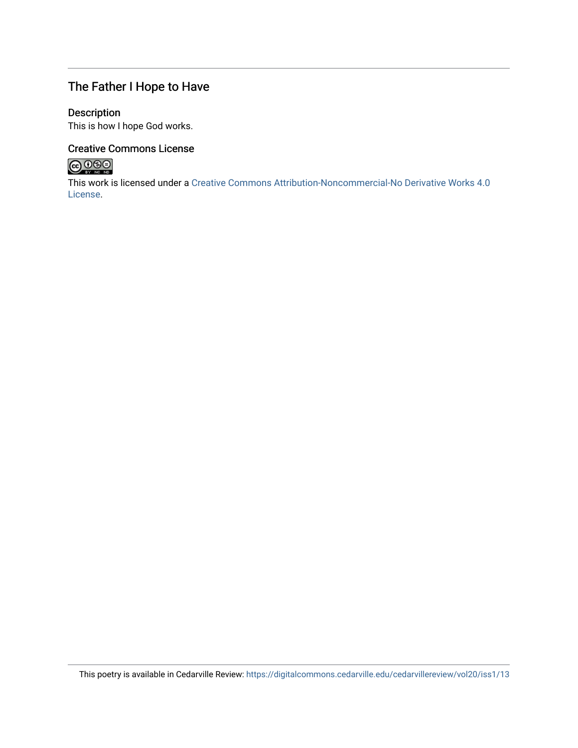## The Father I Hope to Have

### Description

This is how I hope God works.

### Creative Commons License

This work is licensed under a Creative Commons Attribution-Noncommercial-No Derivative Works 4.0 License.

This poetry is available in Cedarville Review: https://digitalcommons.cedarville.edu/cedarvillereview/vol20/iss1/13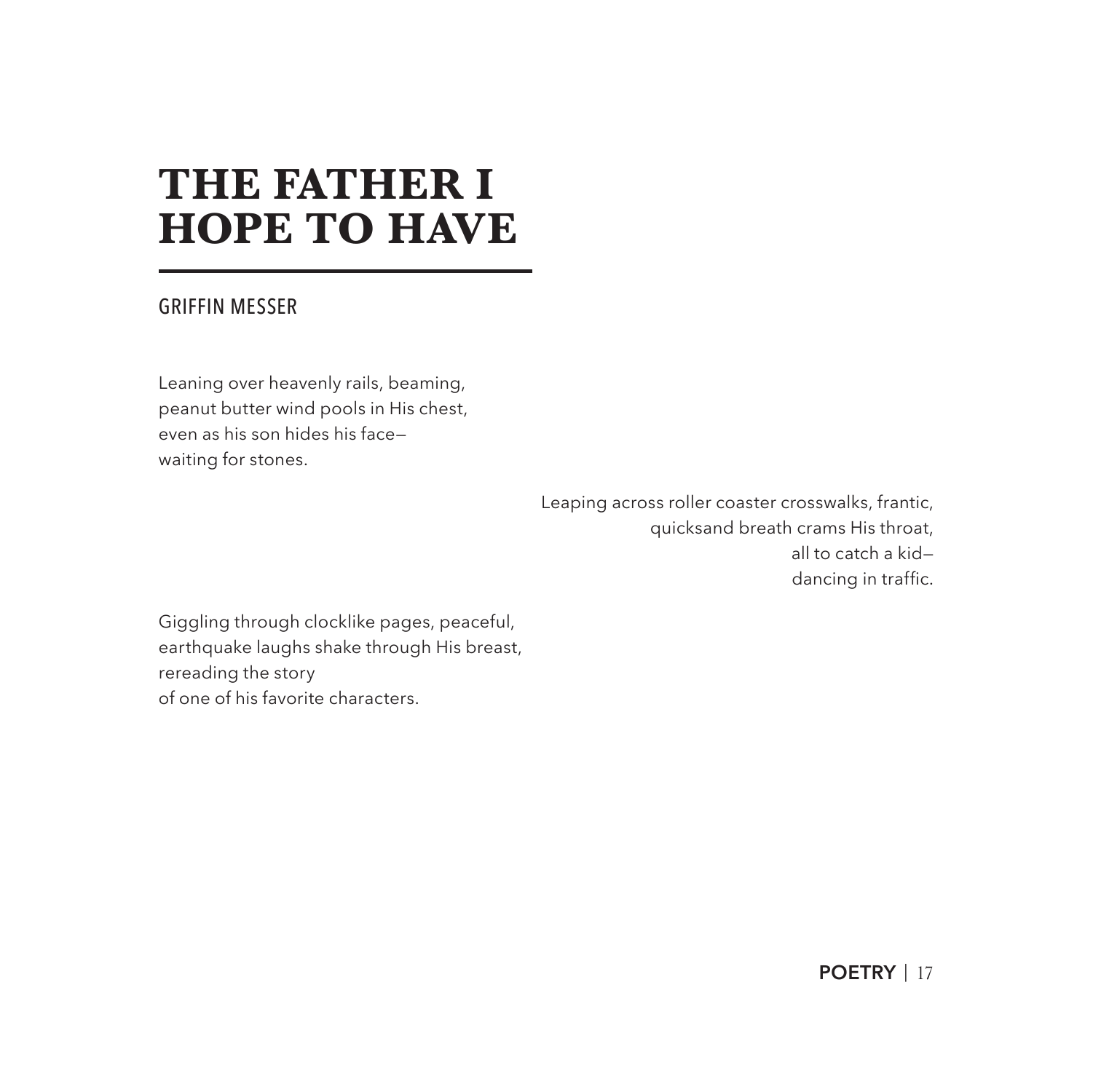# THE FATHER I HOPE TO HAVE

GRIFFIN MESSER

Leaning over heavenly rails, beaming,
peanut butter wind pools in His chest,
even as his son hides his face—
waiting for stones.

Leaping across roller coaster crosswalks, frantic,
quicksand breath crams His throat,
all to catch a kid—
dancing in traffic.

Giggling through clocklike pages, peaceful,
earthquake laughs shake through His breast,
rereading the story
of one of his favorite characters.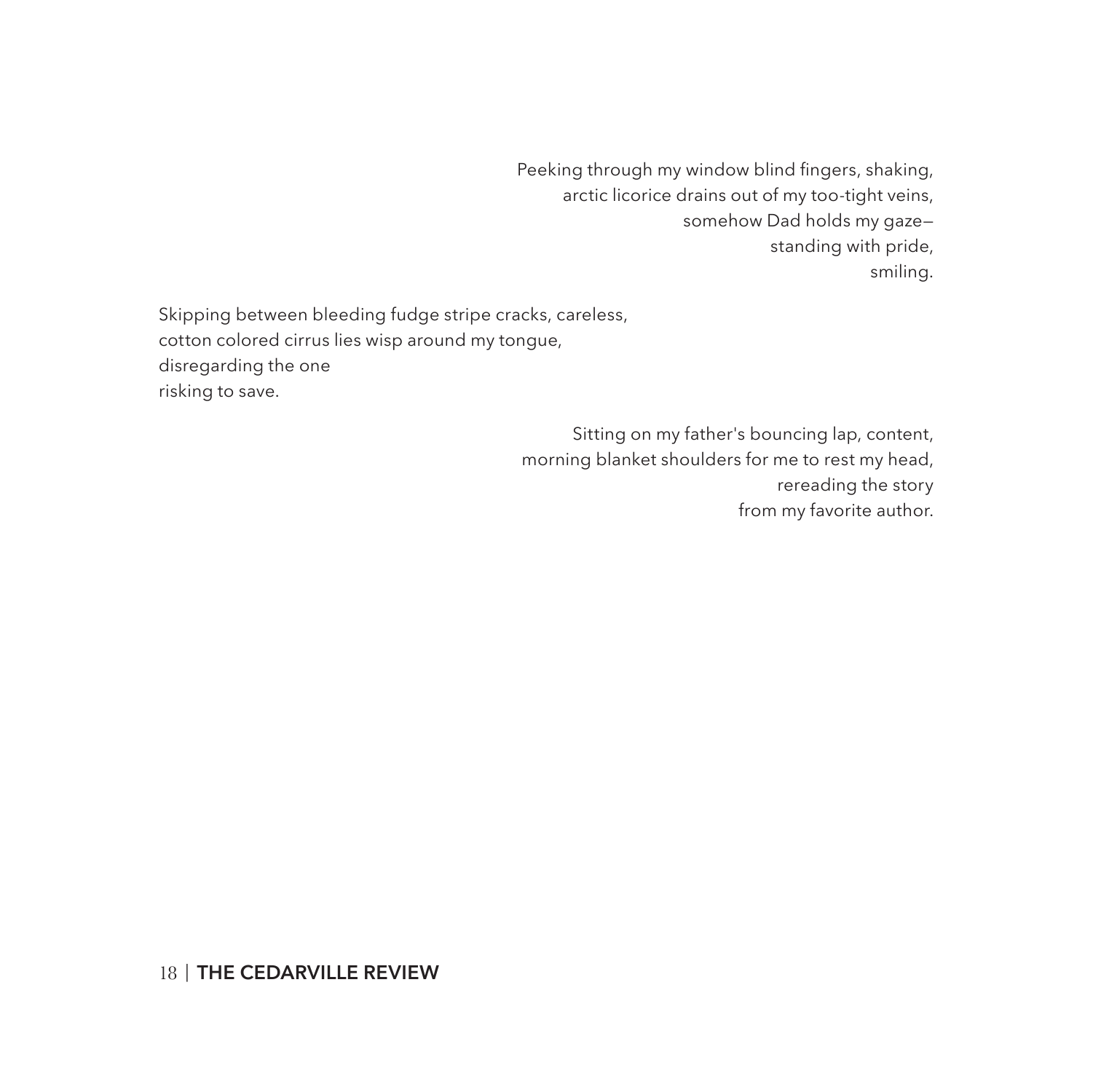Peeking through my window blind fingers, shaking,
arctic licorice drains out of my too-tight veins,
somehow Dad holds my gaze—
standing with pride,
smiling.

Skipping between bleeding fudge stripe cracks, careless,
cotton colored cirrus lies wisp around my tongue,
disregarding the one
risking to save.

Sitting on my father's bouncing lap, content,
morning blanket shoulders for me to rest my head,
rereading the story
from my favorite author.